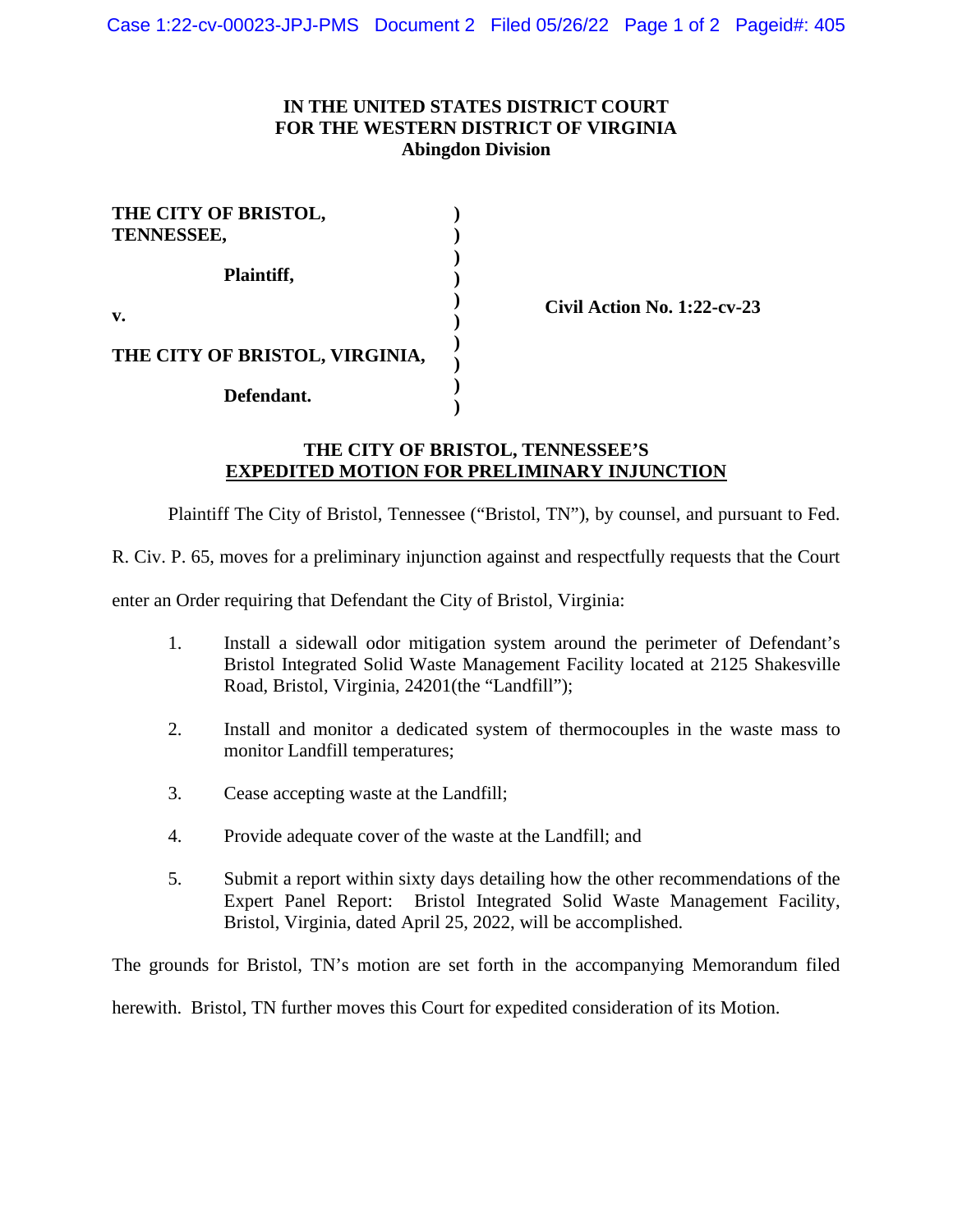**IN THE UNITED STATES DISTRICT COURT**
**FOR THE WESTERN DISTRICT OF VIRGINIA**
**Abingdon Division**

| | | |
|---|---|---|
| **THE CITY OF BRISTOL, TENNESSEE,** | ) | |
| **Plaintiff,** | ) | |
| **v.** | ) | **Civil Action No. 1:22-cv-23** |
| **THE CITY OF BRISTOL, VIRGINIA,** | ) | |
| **Defendant.** | ) | |

**THE CITY OF BRISTOL, TENNESSEE'S**
**EXPEDITED MOTION FOR PRELIMINARY INJUNCTION**

Plaintiff The City of Bristol, Tennessee ("Bristol, TN"), by counsel, and pursuant to Fed. R. Civ. P. 65, moves for a preliminary injunction against and respectfully requests that the Court enter an Order requiring that Defendant the City of Bristol, Virginia:

1. Install a sidewall odor mitigation system around the perimeter of Defendant's Bristol Integrated Solid Waste Management Facility located at 2125 Shakesville Road, Bristol, Virginia, 24201(the "Landfill");

2. Install and monitor a dedicated system of thermocouples in the waste mass to monitor Landfill temperatures;

3. Cease accepting waste at the Landfill;

4. Provide adequate cover of the waste at the Landfill; and

5. Submit a report within sixty days detailing how the other recommendations of the Expert Panel Report: Bristol Integrated Solid Waste Management Facility, Bristol, Virginia, dated April 25, 2022, will be accomplished.

The grounds for Bristol, TN's motion are set forth in the accompanying Memorandum filed herewith. Bristol, TN further moves this Court for expedited consideration of its Motion.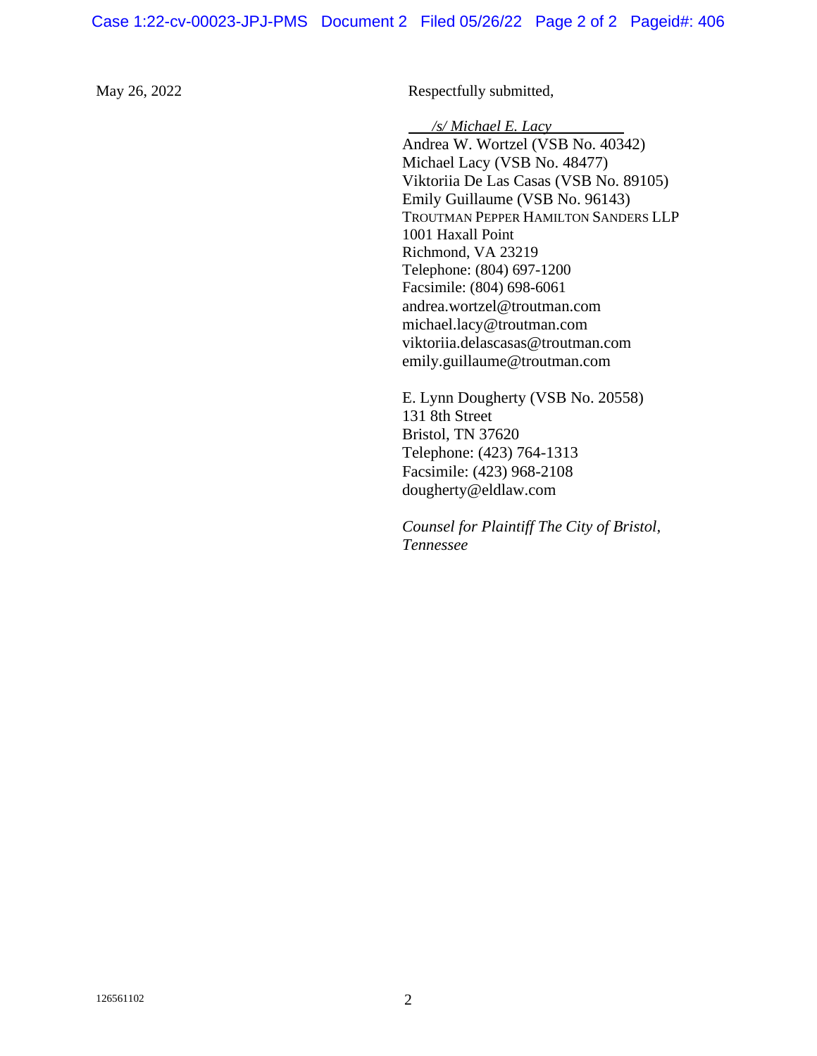May 26, 2022

Respectfully submitted,

*/s/ Michael E. Lacy*

Andrea W. Wortzel (VSB No. 40342)
Michael Lacy (VSB No. 48477)
Viktoriia De Las Casas (VSB No. 89105)
Emily Guillaume (VSB No. 96143)
TROUTMAN PEPPER HAMILTON SANDERS LLP
1001 Haxall Point
Richmond, VA 23219
Telephone: (804) 697-1200
Facsimile: (804) 698-6061
andrea.wortzel@troutman.com
michael.lacy@troutman.com
viktoriia.delascasas@troutman.com
emily.guillaume@troutman.com

E. Lynn Dougherty (VSB No. 20558)
131 8th Street
Bristol, TN 37620
Telephone: (423) 764-1313
Facsimile: (423) 968-2108
dougherty@eldlaw.com

*Counsel for Plaintiff The City of Bristol, Tennessee*

126561102